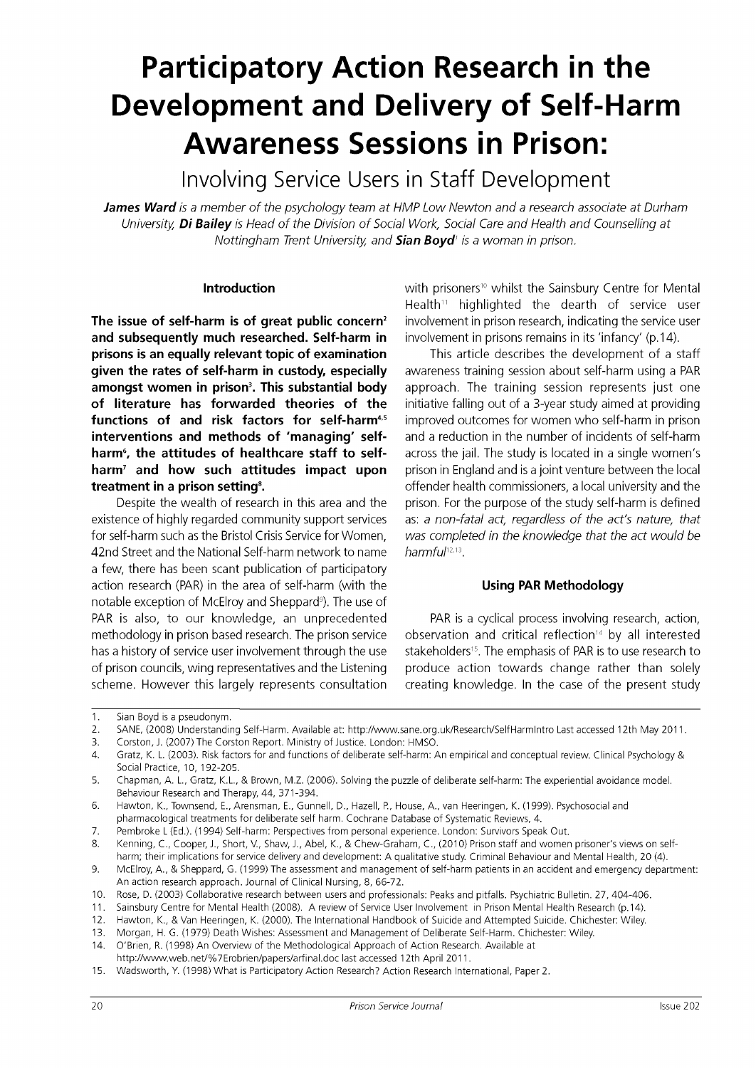# Participatory Action Research in the Development and Delivery of Self-Harm Awareness Sessions in Prison:

## Involving Service Users in Staff Development

***James Ward** is a member of the psychology team at HMP Low Newton and a research associate at Durham University, **Di Bailey** is Head of the Division of Social Work, Social Care and Health and Counselling at Nottingham Trent University, and **Sian Boyd**[1] is a woman in prison.*

### Introduction

**The issue of self-harm is of great public concern[2] and subsequently much researched. Self-harm in prisons is an equally relevant topic of examination given the rates of self-harm in custody, especially amongst women in prison[3]. This substantial body of literature has forwarded theories of the functions of and risk factors for self-harm[4,5] interventions and methods of 'managing' self-harm[6], the attitudes of healthcare staff to self-harm[7] and how such attitudes impact upon treatment in a prison setting[8].**

Despite the wealth of research in this area and the existence of highly regarded community support services for self-harm such as the Bristol Crisis Service for Women, 42nd Street and the National Self-harm network to name a few, there has been scant publication of participatory action research (PAR) in the area of self-harm (with the notable exception of McElroy and Sheppard[9]). The use of PAR is also, to our knowledge, an unprecedented methodology in prison based research. The prison service has a history of service user involvement through the use of prison councils, wing representatives and the Listening scheme. However this largely represents consultation with prisoners[10] whilst the Sainsbury Centre for Mental Health[11] highlighted the dearth of service user involvement in prison research, indicating the service user involvement in prisons remains in its 'infancy' (p.14).

This article describes the development of a staff awareness training session about self-harm using a PAR approach. The training session represents just one initiative falling out of a 3-year study aimed at providing improved outcomes for women who self-harm in prison and a reduction in the number of incidents of self-harm across the jail. The study is located in a single women's prison in England and is a joint venture between the local offender health commissioners, a local university and the prison. For the purpose of the study self-harm is defined as: *a non-fatal act, regardless of the act's nature, that was completed in the knowledge that the act would be harmful*[12,13].

### Using PAR Methodology

PAR is a cyclical process involving research, action, observation and critical reflection[14] by all interested stakeholders[15]. The emphasis of PAR is to use research to produce action towards change rather than solely creating knowledge. In the case of the present study

---

1. Sian Boyd is a pseudonym.
2. SANE, (2008) Understanding Self-Harm. Available at: http://www.sane.org.uk/Research/SelfHarmIntro Last accessed 12th May 2011.
3. Corston, J. (2007) The Corston Report. Ministry of Justice. London: HMSO.
4. Gratz, K. L. (2003). Risk factors for and functions of deliberate self-harm: An empirical and conceptual review. Clinical Psychology & Social Practice, 10, 192-205.
5. Chapman, A. L., Gratz, K.L., & Brown, M.Z. (2006). Solving the puzzle of deliberate self-harm: The experiential avoidance model. Behaviour Research and Therapy, 44, 371-394.
6. Hawton, K., Townsend, E., Arensman, E., Gunnell, D., Hazell, P., House, A., van Heeringen, K. (1999). Psychosocial and pharmacological treatments for deliberate self harm. Cochrane Database of Systematic Reviews, 4.
7. Pembroke L (Ed.). (1994) Self-harm: Perspectives from personal experience. London: Survivors Speak Out.
8. Kenning, C., Cooper, J., Short, V., Shaw, J., Abel, K., & Chew-Graham, C., (2010) Prison staff and women prisoner's views on self-harm; their implications for service delivery and development: A qualitative study. Criminal Behaviour and Mental Health, 20 (4).
9. McElroy, A., & Sheppard, G. (1999) The assessment and management of self-harm patients in an accident and emergency department: An action research approach. Journal of Clinical Nursing, 8, 66-72.
10. Rose, D. (2003) Collaborative research between users and professionals: Peaks and pitfalls. Psychiatric Bulletin. 27, 404-406.
11. Sainsbury Centre for Mental Health (2008). A review of Service User Involvement in Prison Mental Health Research (p.14).
12. Hawton, K., & Van Heeringen, K. (2000). The International Handbook of Suicide and Attempted Suicide. Chichester: Wiley.
13. Morgan, H. G. (1979) Death Wishes: Assessment and Management of Deliberate Self-Harm. Chichester: Wiley.
14. O'Brien, R. (1998) An Overview of the Methodological Approach of Action Research. Available at http://www.web.net/%7Erobrien/papers/arfinal.doc last accessed 12th April 2011.
15. Wadsworth, Y. (1998) What is Participatory Action Research? Action Research International, Paper 2.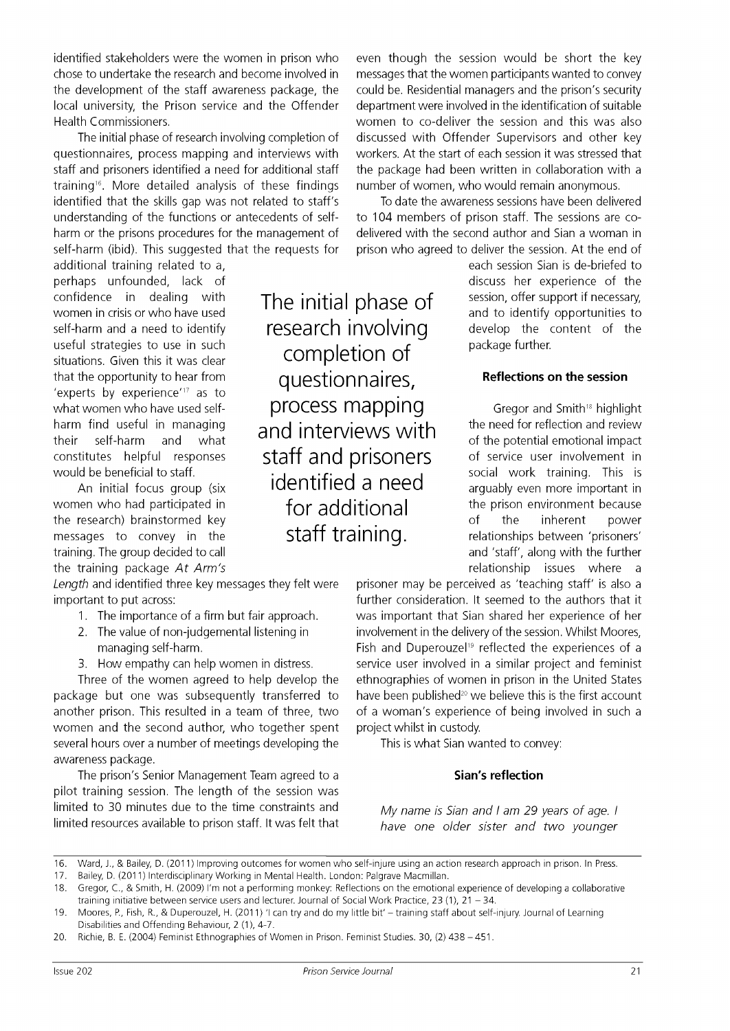identified stakeholders were the women in prison who chose to undertake the research and become involved in the development of the staff awareness package, the local university, the Prison service and the Offender Health Commissioners.

The initial phase of research involving completion of questionnaires, process mapping and interviews with staff and prisoners identified a need for additional staff training[16]. More detailed analysis of these findings identified that the skills gap was not related to staff's understanding of the functions or antecedents of self-harm or the prisons procedures for the management of self-harm (ibid). This suggested that the requests for additional training related to a, perhaps unfounded, lack of confidence in dealing with women in crisis or who have used self-harm and a need to identify useful strategies to use in such situations. Given this it was clear that the opportunity to hear from 'experts by experience'[17] as to what women who have used self-harm find useful in managing their self-harm and what constitutes helpful responses would be beneficial to staff.

> The initial phase of research involving completion of questionnaires, process mapping and interviews with staff and prisoners identified a need for additional staff training.

An initial focus group (six women who had participated in the research) brainstormed key messages to convey in the training. The group decided to call the training package *At Arm's Length* and identified three key messages they felt were important to put across:

1. The importance of a firm but fair approach.
2. The value of non-judgemental listening in managing self-harm.
3. How empathy can help women in distress.

Three of the women agreed to help develop the package but one was subsequently transferred to another prison. This resulted in a team of three, two women and the second author, who together spent several hours over a number of meetings developing the awareness package.

The prison's Senior Management Team agreed to a pilot training session. The length of the session was limited to 30 minutes due to the time constraints and limited resources available to prison staff. It was felt that even though the session would be short the key messages that the women participants wanted to convey could be. Residential managers and the prison's security department were involved in the identification of suitable women to co-deliver the session and this was also discussed with Offender Supervisors and other key workers. At the start of each session it was stressed that the package had been written in collaboration with a number of women, who would remain anonymous.

To date the awareness sessions have been delivered to 104 members of prison staff. The sessions are co-delivered with the second author and Sian a woman in prison who agreed to deliver the session. At the end of each session Sian is de-briefed to discuss her experience of the session, offer support if necessary, and to identify opportunities to develop the content of the package further.

### Reflections on the session

Gregor and Smith[18] highlight the need for reflection and review of the potential emotional impact of service user involvement in social work training. This is arguably even more important in the prison environment because of the inherent power relationships between 'prisoners' and 'staff', along with the further relationship issues where a prisoner may be perceived as 'teaching staff' is also a further consideration. It seemed to the authors that it was important that Sian shared her experience of her involvement in the delivery of the session. Whilst Moores, Fish and Duperouzel[19] reflected the experiences of a service user involved in a similar project and feminist ethnographies of women in prison in the United States have been published[20] we believe this is the first account of a woman's experience of being involved in such a project whilst in custody.

This is what Sian wanted to convey:

### Sian's reflection

*My name is Sian and I am 29 years of age. I have one older sister and two younger*

---

16. Ward, J., & Bailey, D. (2011) Improving outcomes for women who self-injure using an action research approach in prison. In Press.
17. Bailey, D. (2011) Interdisciplinary Working in Mental Health. London: Palgrave Macmillan.
18. Gregor, C., & Smith, H. (2009) I'm not a performing monkey: Reflections on the emotional experience of developing a collaborative training initiative between service users and lecturer. Journal of Social Work Practice, 23 (1), 21 – 34.
19. Moores, P., Fish, R., & Duperouzel, H. (2011) 'I can try and do my little bit' – training staff about self-injury. Journal of Learning Disabilities and Offending Behaviour, 2 (1), 4-7.
20. Richie, B. E. (2004) Feminist Ethnographies of Women in Prison. Feminist Studies. 30, (2) 438 – 451.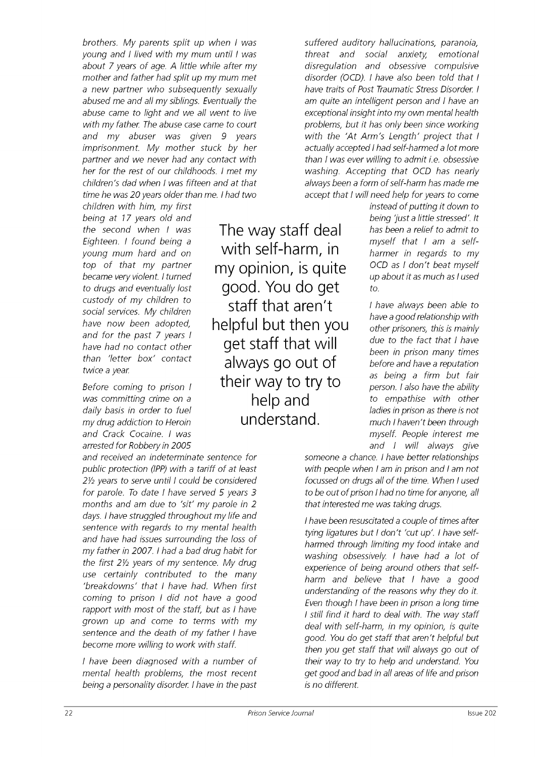*brothers. My parents split up when I was young and I lived with my mum until I was about 7 years of age. A little while after my mother and father had split up my mum met a new partner who subsequently sexually abused me and all my siblings. Eventually the abuse came to light and we all went to live with my father. The abuse case came to court and my abuser was given 9 years imprisonment. My mother stuck by her partner and we never had any contact with her for the rest of our childhoods. I met my children's dad when I was fifteen and at that time he was 20 years older than me. I had two children with him, my first being at 17 years old and the second when I was Eighteen. I found being a young mum hard and on top of that my partner became very violent. I turned to drugs and eventually lost custody of my children to social services. My children have now been adopted, and for the past 7 years I have had no contact other than 'letter box' contact twice a year.*

*Before coming to prison I was committing crime on a daily basis in order to fuel my drug addiction to Heroin and Crack Cocaine. I was arrested for Robbery in 2005 and received an indeterminate sentence for public protection (IPP) with a tariff of at least 2½ years to serve until I could be considered for parole. To date I have served 5 years 3 months and am due to 'sit' my parole in 2 days. I have struggled throughout my life and sentence with regards to my mental health and have had issues surrounding the loss of my father in 2007. I had a bad drug habit for the first 2½ years of my sentence. My drug use certainly contributed to the many 'breakdowns' that I have had. When first coming to prison I did not have a good rapport with most of the staff, but as I have grown up and come to terms with my sentence and the death of my father I have become more willing to work with staff.*

*I have been diagnosed with a number of mental health problems, the most recent being a personality disorder. I have in the past suffered auditory hallucinations, paranoia, threat and social anxiety, emotional disregulation and obsessive compulsive disorder (OCD). I have also been told that I have traits of Post Traumatic Stress Disorder. I am quite an intelligent person and I have an exceptional insight into my own mental health problems, but it has only been since working with the 'At Arm's Length' project that I actually accepted I had self-harmed a lot more than I was ever willing to admit i.e. obsessive washing. Accepting that OCD has nearly always been a form of self-harm has made me accept that I will need help for years to come instead of putting it down to being 'just a little stressed'. It has been a relief to admit to myself that I am a self-harmer in regards to my OCD as I don't beat myself up about it as much as I used to.*

> The way staff deal with self-harm, in my opinion, is quite good. You do get staff that aren't helpful but then you get staff that will always go out of their way to try to help and understand.

*I have always been able to have a good relationship with other prisoners, this is mainly due to the fact that I have been in prison many times before and have a reputation as being a firm but fair person. I also have the ability to empathise with other ladies in prison as there is not much I haven't been through myself. People interest me and I will always give someone a chance. I have better relationships with people when I am in prison and I am not focussed on drugs all of the time. When I used to be out of prison I had no time for anyone, all that interested me was taking drugs.*

*I have been resuscitated a couple of times after tying ligatures but I don't 'cut up'. I have self-harmed through limiting my food intake and washing obsessively. I have had a lot of experience of being around others that self-harm and believe that I have a good understanding of the reasons why they do it. Even though I have been in prison a long time I still find it hard to deal with. The way staff deal with self-harm, in my opinion, is quite good. You do get staff that aren't helpful but then you get staff that will always go out of their way to try to help and understand. You get good and bad in all areas of life and prison is no different.*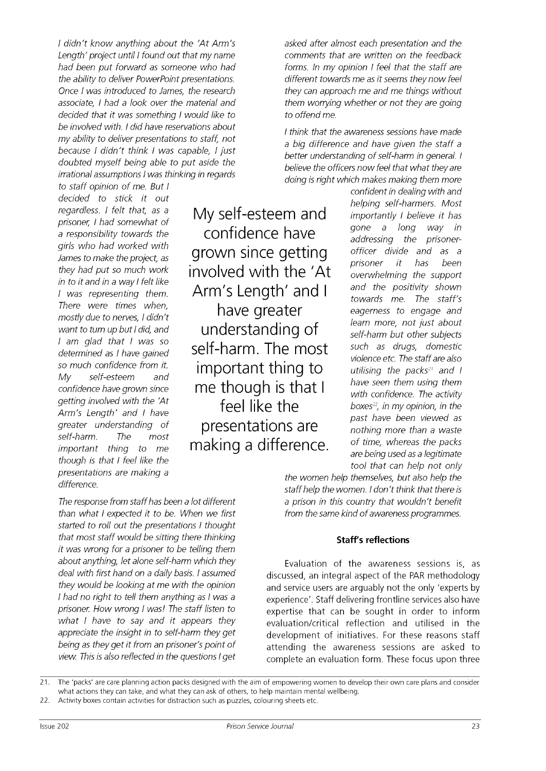*I didn't know anything about the 'At Arm's Length' project until I found out that my name had been put forward as someone who had the ability to deliver PowerPoint presentations. Once I was introduced to James, the research associate, I had a look over the material and decided that it was something I would like to be involved with. I did have reservations about my ability to deliver presentations to staff, not because I didn't think I was capable, I just doubted myself being able to put aside the irrational assumptions I was thinking in regards to staff opinion of me. But I decided to stick it out regardless. I felt that, as a prisoner, I had somewhat of a responsibility towards the girls who had worked with James to make the project, as they had put so much work in to it and in a way I felt like I was representing them. There were times when, mostly due to nerves, I didn't want to turn up but I did, and I am glad that I was so determined as I have gained so much confidence from it. My self-esteem and confidence have grown since getting involved with the 'At Arm's Length' and I have greater understanding of self-harm. The most important thing to me though is that I feel like the presentations are making a difference.*

My self-esteem and confidence have grown since getting involved with the 'At Arm's Length' and I have greater understanding of self-harm. The most important thing to me though is that I feel like the presentations are making a difference.

*The response from staff has been a lot different than what I expected it to be. When we first started to roll out the presentations I thought that most staff would be sitting there thinking it was wrong for a prisoner to be telling them about anything, let alone self-harm which they deal with first hand on a daily basis. I assumed they would be looking at me with the opinion I had no right to tell them anything as I was a prisoner. How wrong I was! The staff listen to what I have to say and it appears they appreciate the insight in to self-harm they get being as they get it from an prisoner's point of view. This is also reflected in the questions I get asked after almost each presentation and the comments that are written on the feedback forms. In my opinion I feel that the staff are different towards me as it seems they now feel they can approach me and me things without them worrying whether or not they are going to offend me.*

*I think that the awareness sessions have made a big difference and have given the staff a better understanding of self-harm in general. I believe the officers now feel that what they are doing is right which makes making them more confident in dealing with and helping self-harmers. Most importantly I believe it has gone a long way in addressing the prisoner-officer divide and as a prisoner it has been overwhelming the support and the positivity shown towards me. The staff's eagerness to engage and learn more, not just about self-harm but other subjects such as drugs, domestic violence etc. The staff are also utilising the packs[21] and I have seen them using them with confidence. The activity boxes[22], in my opinion, in the past have been viewed as nothing more than a waste of time, whereas the packs are being used as a legitimate tool that can help not only the women help themselves, but also help the staff help the women. I don't think that there is a prison in this country that wouldn't benefit from the same kind of awareness programmes.*

**Staff's reflections**

Evaluation of the awareness sessions is, as discussed, an integral aspect of the PAR methodology and service users are arguably not the only 'experts by experience'. Staff delivering frontline services also have expertise that can be sought in order to inform evaluation/critical reflection and utilised in the development of initiatives. For these reasons staff attending the awareness sessions are asked to complete an evaluation form. These focus upon three

21. The 'packs' are care planning action packs designed with the aim of empowering women to develop their own care plans and consider what actions they can take, and what they can ask of others, to help maintain mental wellbeing.
22. Activity boxes contain activities for distraction such as puzzles, colouring sheets etc.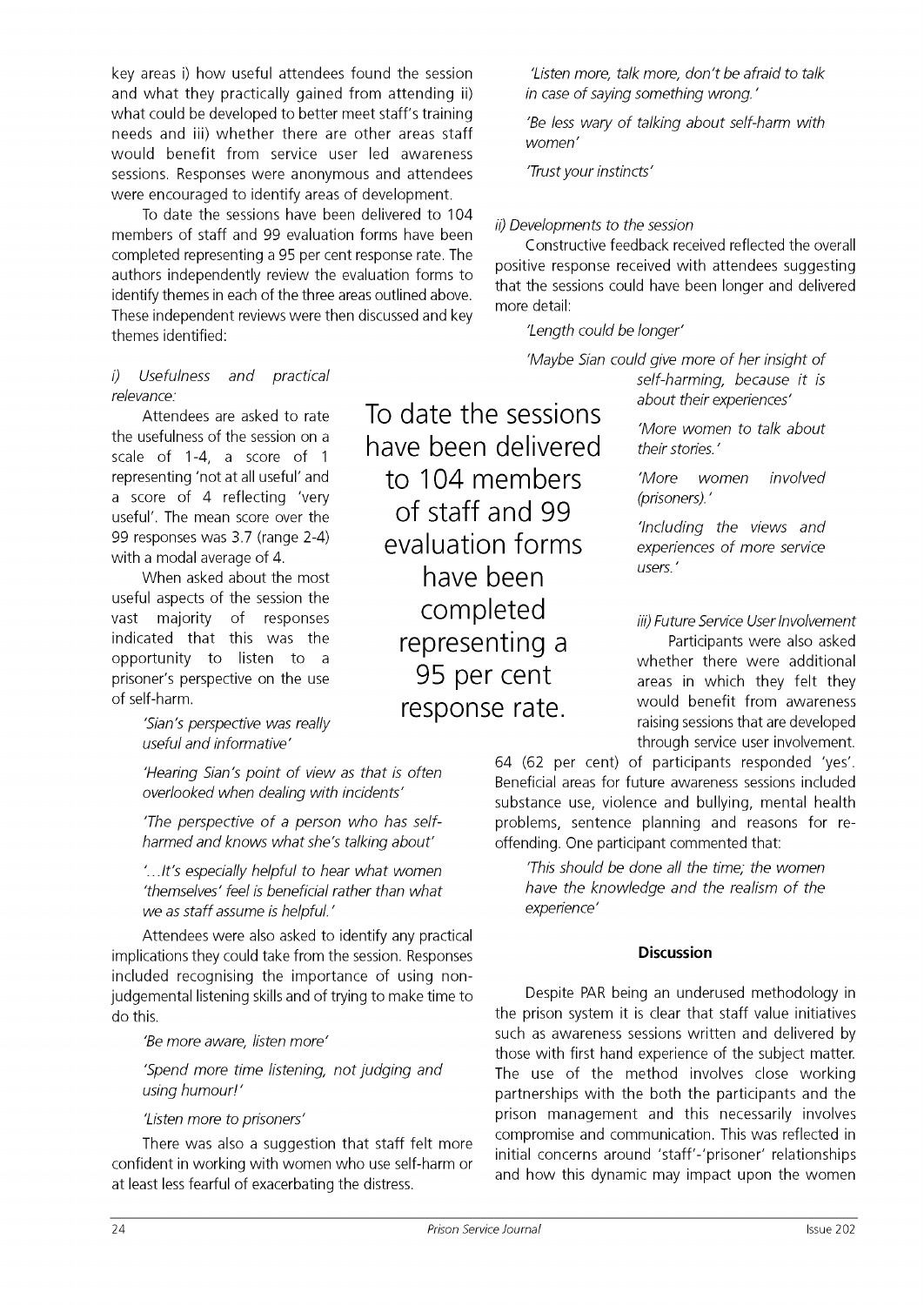key areas i) how useful attendees found the session and what they practically gained from attending ii) what could be developed to better meet staff's training needs and iii) whether there are other areas staff would benefit from service user led awareness sessions. Responses were anonymous and attendees were encouraged to identify areas of development.

To date the sessions have been delivered to 104 members of staff and 99 evaluation forms have been completed representing a 95 per cent response rate. The authors independently review the evaluation forms to identify themes in each of the three areas outlined above. These independent reviews were then discussed and key themes identified:

*i) Usefulness and practical relevance:*

Attendees are asked to rate the usefulness of the session on a scale of 1-4, a score of 1 representing 'not at all useful' and a score of 4 reflecting 'very useful'. The mean score over the 99 responses was 3.7 (range 2-4) with a modal average of 4.

When asked about the most useful aspects of the session the vast majority of responses indicated that this was the opportunity to listen to a prisoner's perspective on the use of self-harm.

> *'Sian's perspective was really useful and informative'*
>
> *'Hearing Sian's point of view as that is often overlooked when dealing with incidents'*
>
> *'The perspective of a person who has self-harmed and knows what she's talking about'*
>
> *'…It's especially helpful to hear what women 'themselves' feel is beneficial rather than what we as staff assume is helpful.'*

Attendees were also asked to identify any practical implications they could take from the session. Responses included recognising the importance of using non-judgemental listening skills and of trying to make time to do this.

> *'Be more aware, listen more'*
>
> *'Spend more time listening, not judging and using humour!'*
>
> *'Listen more to prisoners'*

There was also a suggestion that staff felt more confident in working with women who use self-harm or at least less fearful of exacerbating the distress.

> *'Listen more, talk more, don't be afraid to talk in case of saying something wrong.'*
>
> *'Be less wary of talking about self-harm with women'*
>
> *'Trust your instincts'*

*ii) Developments to the session*

Constructive feedback received reflected the overall positive response received with attendees suggesting that the sessions could have been longer and delivered more detail:

> *'Length could be longer'*
>
> *'Maybe Sian could give more of her insight of self-harming, because it is about their experiences'*
>
> *'More women to talk about their stories.'*
>
> *'More women involved (prisoners).'*
>
> *'Including the views and experiences of more service users.'*

*iii) Future Service User Involvement*

Participants were also asked whether there were additional areas in which they felt they would benefit from awareness raising sessions that are developed through service user involvement. 64 (62 per cent) of participants responded 'yes'. Beneficial areas for future awareness sessions included substance use, violence and bullying, mental health problems, sentence planning and reasons for re-offending. One participant commented that:

> *'This should be done all the time; the women have the knowledge and the realism of the experience'*

**Discussion**

Despite PAR being an underused methodology in the prison system it is clear that staff value initiatives such as awareness sessions written and delivered by those with first hand experience of the subject matter. The use of the method involves close working partnerships with the both the participants and the prison management and this necessarily involves compromise and communication. This was reflected in initial concerns around 'staff'-'prisoner' relationships and how this dynamic may impact upon the women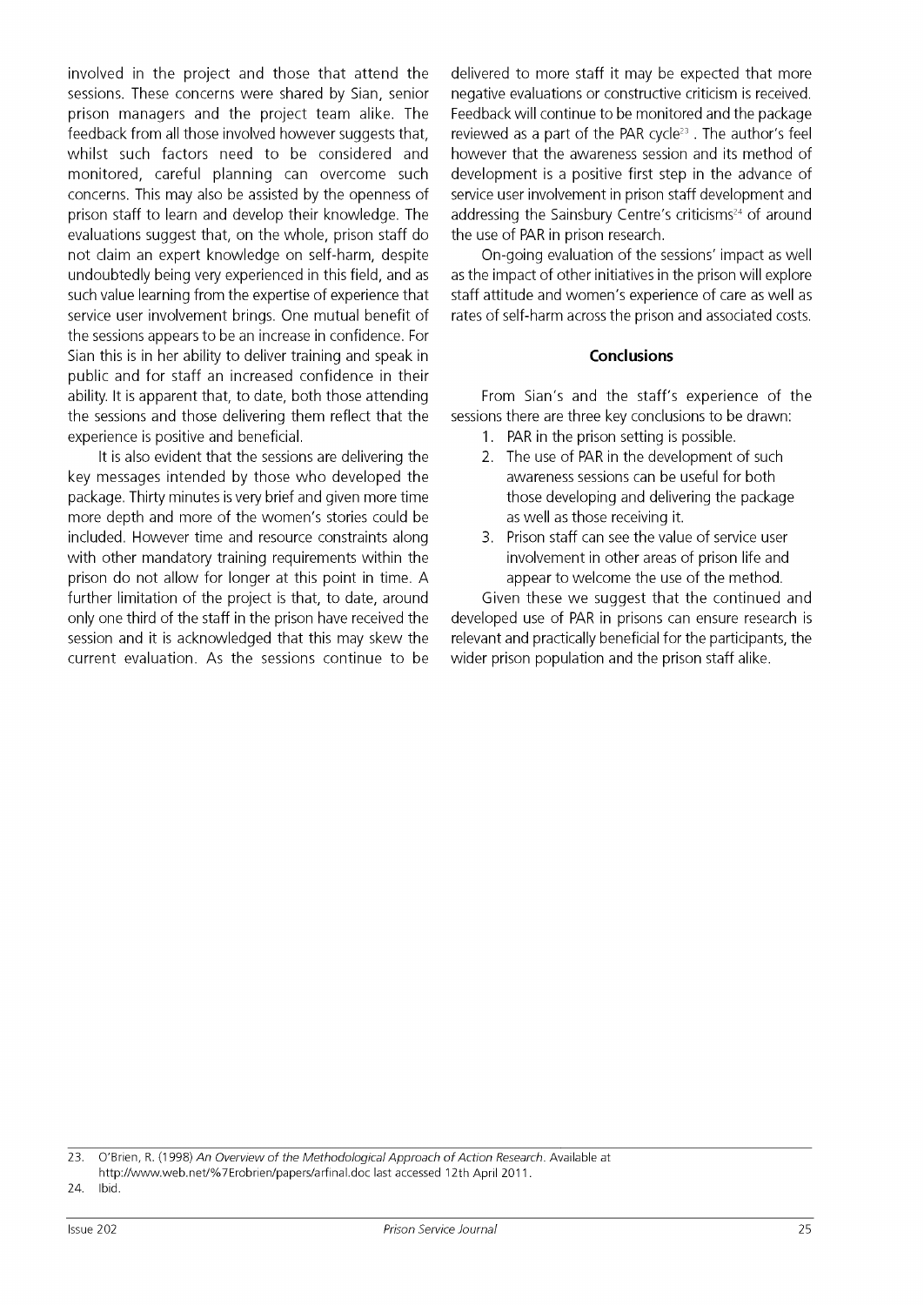involved in the project and those that attend the sessions. These concerns were shared by Sian, senior prison managers and the project team alike. The feedback from all those involved however suggests that, whilst such factors need to be considered and monitored, careful planning can overcome such concerns. This may also be assisted by the openness of prison staff to learn and develop their knowledge. The evaluations suggest that, on the whole, prison staff do not claim an expert knowledge on self-harm, despite undoubtedly being very experienced in this field, and as such value learning from the expertise of experience that service user involvement brings. One mutual benefit of the sessions appears to be an increase in confidence. For Sian this is in her ability to deliver training and speak in public and for staff an increased confidence in their ability. It is apparent that, to date, both those attending the sessions and those delivering them reflect that the experience is positive and beneficial.

It is also evident that the sessions are delivering the key messages intended by those who developed the package. Thirty minutes is very brief and given more time more depth and more of the women's stories could be included. However time and resource constraints along with other mandatory training requirements within the prison do not allow for longer at this point in time. A further limitation of the project is that, to date, around only one third of the staff in the prison have received the session and it is acknowledged that this may skew the current evaluation. As the sessions continue to be delivered to more staff it may be expected that more negative evaluations or constructive criticism is received. Feedback will continue to be monitored and the package reviewed as a part of the PAR cycle[23]. The author's feel however that the awareness session and its method of development is a positive first step in the advance of service user involvement in prison staff development and addressing the Sainsbury Centre's criticisms[24] of around the use of PAR in prison research.

On-going evaluation of the sessions' impact as well as the impact of other initiatives in the prison will explore staff attitude and women's experience of care as well as rates of self-harm across the prison and associated costs.

## Conclusions

From Sian's and the staff's experience of the sessions there are three key conclusions to be drawn:

1. PAR in the prison setting is possible.
2. The use of PAR in the development of such awareness sessions can be useful for both those developing and delivering the package as well as those receiving it.
3. Prison staff can see the value of service user involvement in other areas of prison life and appear to welcome the use of the method.

Given these we suggest that the continued and developed use of PAR in prisons can ensure research is relevant and practically beneficial for the participants, the wider prison population and the prison staff alike.

---

23. O'Brien, R. (1998) *An Overview of the Methodological Approach of Action Research*. Available at http://www.web.net/%7Erobrien/papers/arfinal.doc last accessed 12th April 2011.
24. Ibid.